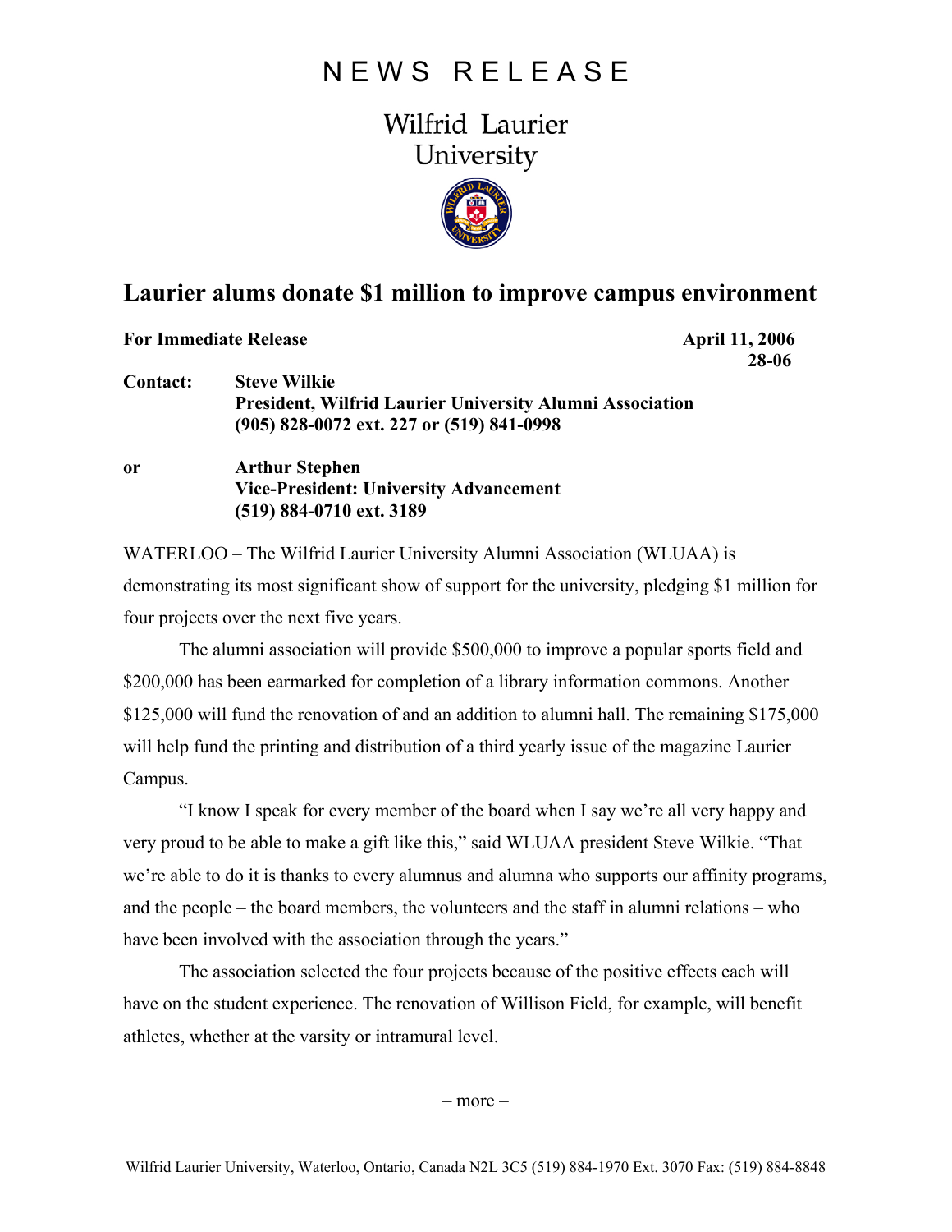# NEWS RELEASE

## Wilfrid Laurier University

# Laurier alums donate $1 million to improve campus environment

**For Immediate Release** **April 11, 2006**
**28-06**

**Contact:** **Steve Wilkie**
**President, Wilfrid Laurier University Alumni Association**
**(905) 828-0072 ext. 227 or (519) 841-0998**

**or** **Arthur Stephen**
**Vice-President: University Advancement**
**(519) 884-0710 ext. 3189**

WATERLOO – The Wilfrid Laurier University Alumni Association (WLUAA) is demonstrating its most significant show of support for the university, pledging $1 million for four projects over the next five years.

The alumni association will provide $500,000 to improve a popular sports field and $200,000 has been earmarked for completion of a library information commons. Another $125,000 will fund the renovation of and an addition to alumni hall. The remaining $175,000 will help fund the printing and distribution of a third yearly issue of the magazine Laurier Campus.

"I know I speak for every member of the board when I say we're all very happy and very proud to be able to make a gift like this," said WLUAA president Steve Wilkie. "That we're able to do it is thanks to every alumnus and alumna who supports our affinity programs, and the people – the board members, the volunteers and the staff in alumni relations – who have been involved with the association through the years."

The association selected the four projects because of the positive effects each will have on the student experience. The renovation of Willison Field, for example, will benefit athletes, whether at the varsity or intramural level.

– more –

Wilfrid Laurier University, Waterloo, Ontario, Canada N2L 3C5 (519) 884-1970 Ext. 3070 Fax: (519) 884-8848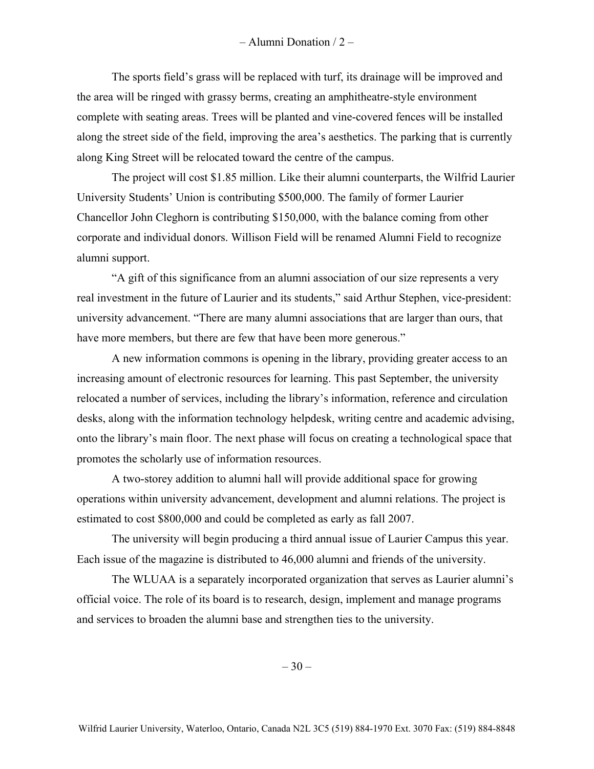The sports field's grass will be replaced with turf, its drainage will be improved and the area will be ringed with grassy berms, creating an amphitheatre-style environment complete with seating areas. Trees will be planted and vine-covered fences will be installed along the street side of the field, improving the area's aesthetics. The parking that is currently along King Street will be relocated toward the centre of the campus.

The project will cost $1.85 million. Like their alumni counterparts, the Wilfrid Laurier University Students' Union is contributing $500,000. The family of former Laurier Chancellor John Cleghorn is contributing $150,000, with the balance coming from other corporate and individual donors. Willison Field will be renamed Alumni Field to recognize alumni support.

"A gift of this significance from an alumni association of our size represents a very real investment in the future of Laurier and its students," said Arthur Stephen, vice-president: university advancement. "There are many alumni associations that are larger than ours, that have more members, but there are few that have been more generous."

A new information commons is opening in the library, providing greater access to an increasing amount of electronic resources for learning. This past September, the university relocated a number of services, including the library's information, reference and circulation desks, along with the information technology helpdesk, writing centre and academic advising, onto the library's main floor. The next phase will focus on creating a technological space that promotes the scholarly use of information resources.

A two-storey addition to alumni hall will provide additional space for growing operations within university advancement, development and alumni relations. The project is estimated to cost $800,000 and could be completed as early as fall 2007.

The university will begin producing a third annual issue of Laurier Campus this year. Each issue of the magazine is distributed to 46,000 alumni and friends of the university.

The WLUAA is a separately incorporated organization that serves as Laurier alumni's official voice. The role of its board is to research, design, implement and manage programs and services to broaden the alumni base and strengthen ties to the university.

– 30 –

Wilfrid Laurier University, Waterloo, Ontario, Canada N2L 3C5 (519) 884-1970 Ext. 3070 Fax: (519) 884-8848